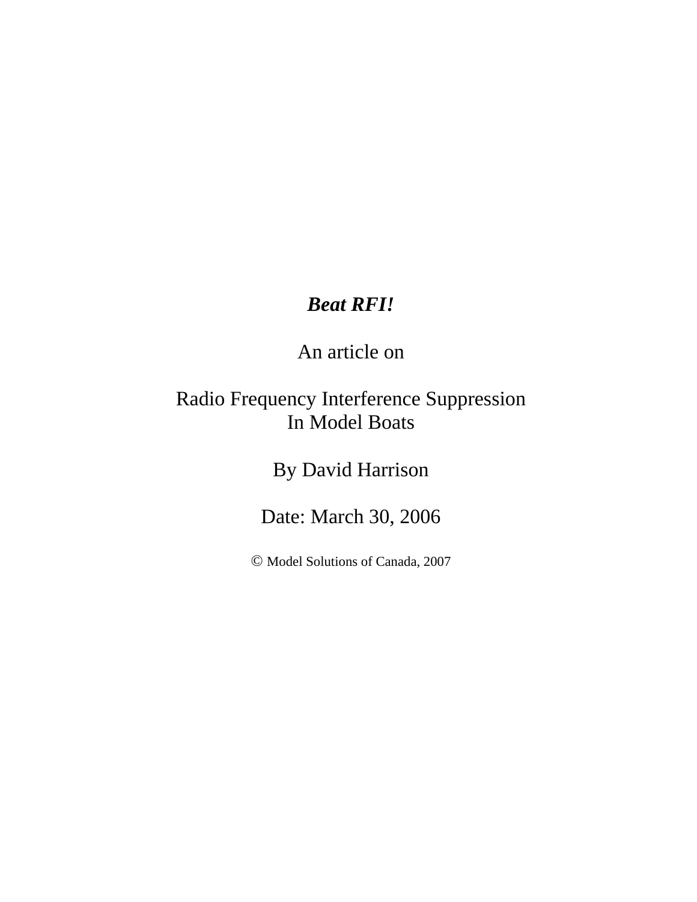# ***Beat RFI!***

An article on

Radio Frequency Interference Suppression
In Model Boats

By David Harrison

Date: March 30, 2006

© Model Solutions of Canada, 2007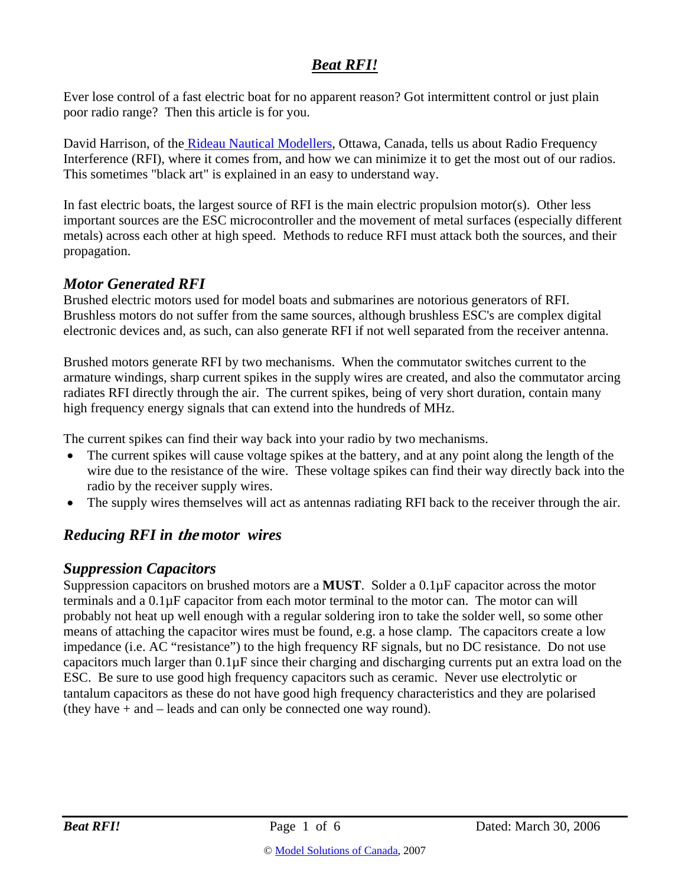# *Beat RFI!*

Ever lose control of a fast electric boat for no apparent reason? Got intermittent control or just plain poor radio range? Then this article is for you.

David Harrison, of the Rideau Nautical Modellers, Ottawa, Canada, tells us about Radio Frequency Interference (RFI), where it comes from, and how we can minimize it to get the most out of our radios. This sometimes "black art" is explained in an easy to understand way.

In fast electric boats, the largest source of RFI is the main electric propulsion motor(s). Other less important sources are the ESC microcontroller and the movement of metal surfaces (especially different metals) across each other at high speed. Methods to reduce RFI must attack both the sources, and their propagation.

## *Motor Generated RFI*

Brushed electric motors used for model boats and submarines are notorious generators of RFI. Brushless motors do not suffer from the same sources, although brushless ESC's are complex digital electronic devices and, as such, can also generate RFI if not well separated from the receiver antenna.

Brushed motors generate RFI by two mechanisms. When the commutator switches current to the armature windings, sharp current spikes in the supply wires are created, and also the commutator arcing radiates RFI directly through the air. The current spikes, being of very short duration, contain many high frequency energy signals that can extend into the hundreds of MHz.

The current spikes can find their way back into your radio by two mechanisms.

- The current spikes will cause voltage spikes at the battery, and at any point along the length of the wire due to the resistance of the wire. These voltage spikes can find their way directly back into the radio by the receiver supply wires.
- The supply wires themselves will act as antennas radiating RFI back to the receiver through the air.

## *Reducing RFI in the motor wires*

### *Suppression Capacitors*

Suppression capacitors on brushed motors are a **MUST**. Solder a 0.1µF capacitor across the motor terminals and a 0.1µF capacitor from each motor terminal to the motor can. The motor can will probably not heat up well enough with a regular soldering iron to take the solder well, so some other means of attaching the capacitor wires must be found, e.g. a hose clamp. The capacitors create a low impedance (i.e. AC "resistance") to the high frequency RF signals, but no DC resistance. Do not use capacitors much larger than 0.1µF since their charging and discharging currents put an extra load on the ESC. Be sure to use good high frequency capacitors such as ceramic. Never use electrolytic or tantalum capacitors as these do not have good high frequency characteristics and they are polarised (they have + and – leads and can only be connected one way round).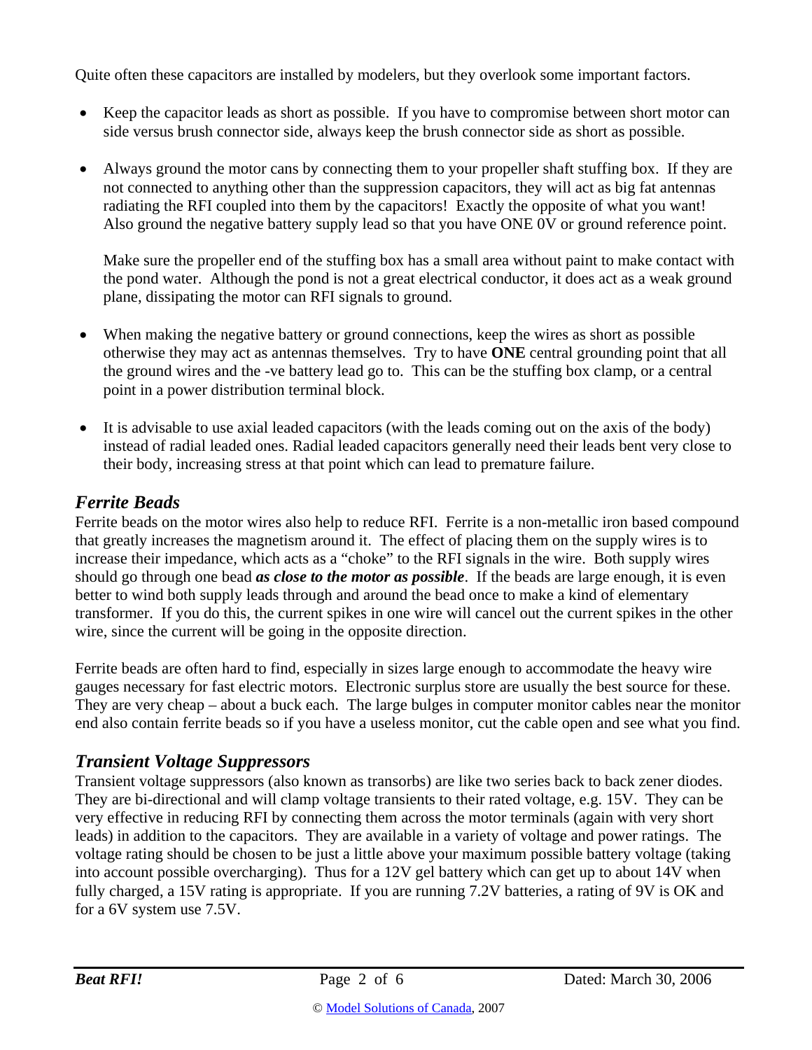Quite often these capacitors are installed by modelers, but they overlook some important factors.

- Keep the capacitor leads as short as possible. If you have to compromise between short motor can side versus brush connector side, always keep the brush connector side as short as possible.

- Always ground the motor cans by connecting them to your propeller shaft stuffing box. If they are not connected to anything other than the suppression capacitors, they will act as big fat antennas radiating the RFI coupled into them by the capacitors! Exactly the opposite of what you want! Also ground the negative battery supply lead so that you have ONE 0V or ground reference point.

  Make sure the propeller end of the stuffing box has a small area without paint to make contact with the pond water. Although the pond is not a great electrical conductor, it does act as a weak ground plane, dissipating the motor can RFI signals to ground.

- When making the negative battery or ground connections, keep the wires as short as possible otherwise they may act as antennas themselves. Try to have **ONE** central grounding point that all the ground wires and the -ve battery lead go to. This can be the stuffing box clamp, or a central point in a power distribution terminal block.

- It is advisable to use axial leaded capacitors (with the leads coming out on the axis of the body) instead of radial leaded ones. Radial leaded capacitors generally need their leads bent very close to their body, increasing stress at that point which can lead to premature failure.

## *Ferrite Beads*

Ferrite beads on the motor wires also help to reduce RFI. Ferrite is a non-metallic iron based compound that greatly increases the magnetism around it. The effect of placing them on the supply wires is to increase their impedance, which acts as a "choke" to the RFI signals in the wire. Both supply wires should go through one bead ***as close to the motor as possible***. If the beads are large enough, it is even better to wind both supply leads through and around the bead once to make a kind of elementary transformer. If you do this, the current spikes in one wire will cancel out the current spikes in the other wire, since the current will be going in the opposite direction.

Ferrite beads are often hard to find, especially in sizes large enough to accommodate the heavy wire gauges necessary for fast electric motors. Electronic surplus store are usually the best source for these. They are very cheap – about a buck each. The large bulges in computer monitor cables near the monitor end also contain ferrite beads so if you have a useless monitor, cut the cable open and see what you find.

## *Transient Voltage Suppressors*

Transient voltage suppressors (also known as transorbs) are like two series back to back zener diodes. They are bi-directional and will clamp voltage transients to their rated voltage, e.g. 15V. They can be very effective in reducing RFI by connecting them across the motor terminals (again with very short leads) in addition to the capacitors. They are available in a variety of voltage and power ratings. The voltage rating should be chosen to be just a little above your maximum possible battery voltage (taking into account possible overcharging). Thus for a 12V gel battery which can get up to about 14V when fully charged, a 15V rating is appropriate. If you are running 7.2V batteries, a rating of 9V is OK and for a 6V system use 7.5V.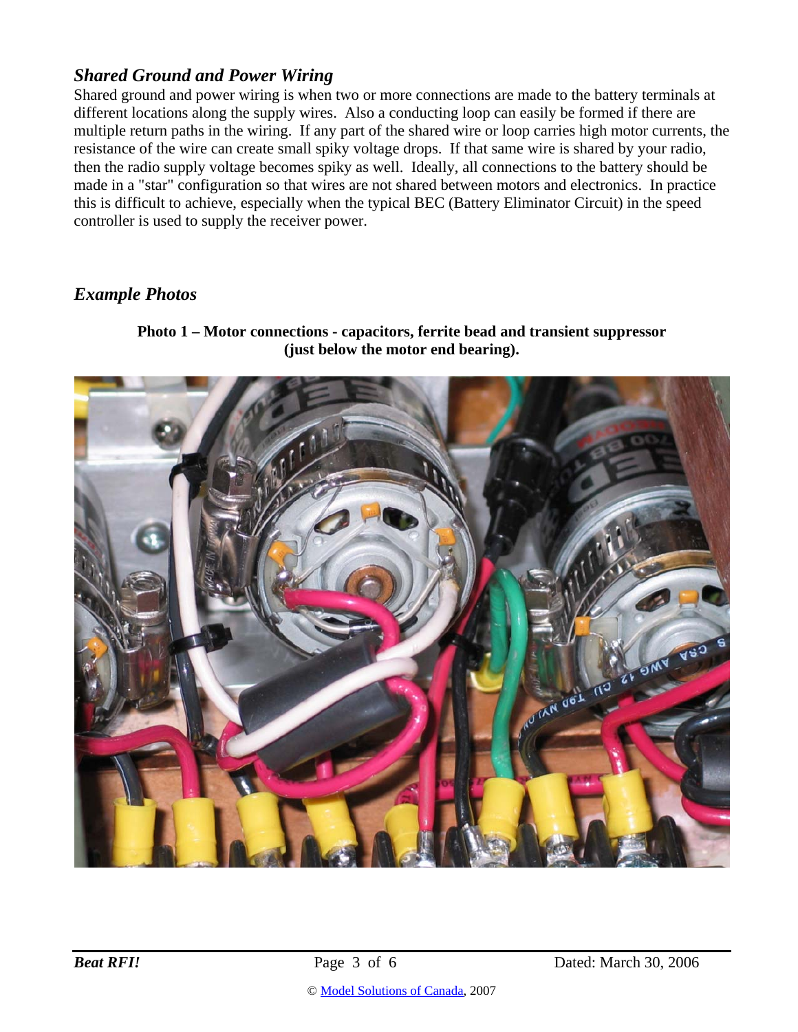### *Shared Ground and Power Wiring*

Shared ground and power wiring is when two or more connections are made to the battery terminals at different locations along the supply wires. Also a conducting loop can easily be formed if there are multiple return paths in the wiring. If any part of the shared wire or loop carries high motor currents, the resistance of the wire can create small spiky voltage drops. If that same wire is shared by your radio, then the radio supply voltage becomes spiky as well. Ideally, all connections to the battery should be made in a "star" configuration so that wires are not shared between motors and electronics. In practice this is difficult to achieve, especially when the typical BEC (Battery Eliminator Circuit) in the speed controller is used to supply the receiver power.

### *Example Photos*

**Photo 1 – Motor connections - capacitors, ferrite bead and transient suppressor (just below the motor end bearing).**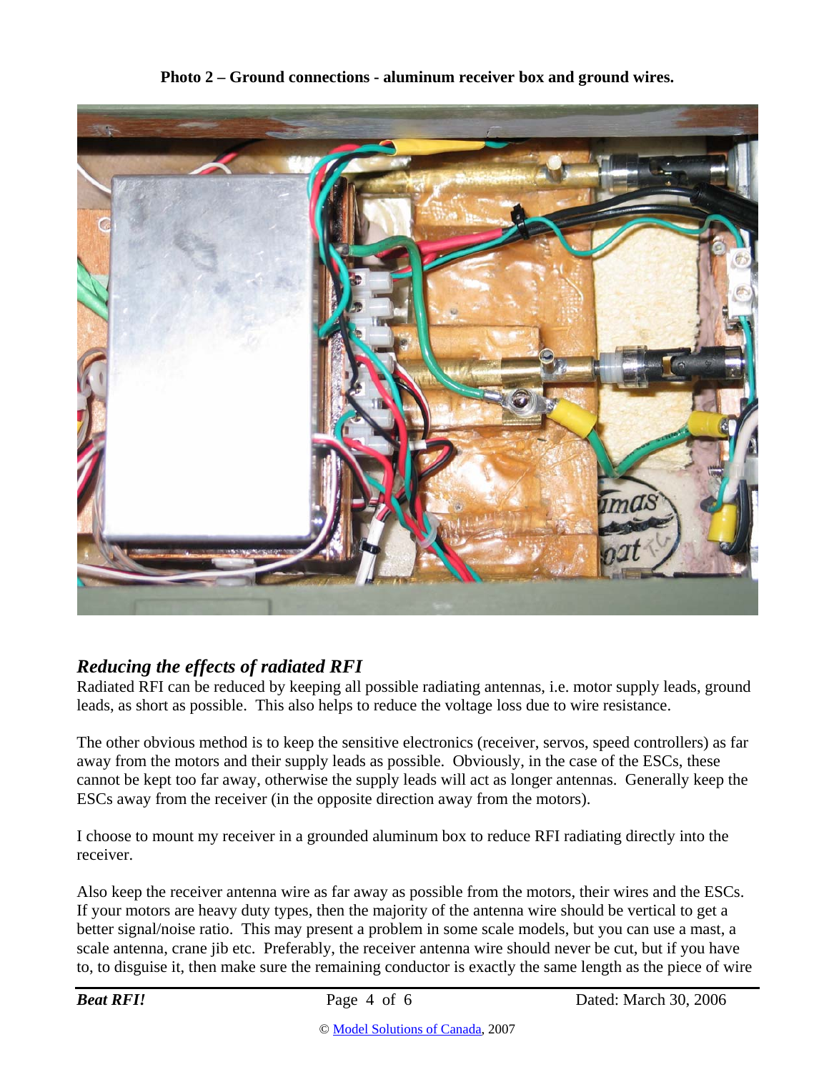**Photo 2 – Ground connections - aluminum receiver box and ground wires.**

## *Reducing the effects of radiated RFI*

Radiated RFI can be reduced by keeping all possible radiating antennas, i.e. motor supply leads, ground leads, as short as possible. This also helps to reduce the voltage loss due to wire resistance.

The other obvious method is to keep the sensitive electronics (receiver, servos, speed controllers) as far away from the motors and their supply leads as possible. Obviously, in the case of the ESCs, these cannot be kept too far away, otherwise the supply leads will act as longer antennas. Generally keep the ESCs away from the receiver (in the opposite direction away from the motors).

I choose to mount my receiver in a grounded aluminum box to reduce RFI radiating directly into the receiver.

Also keep the receiver antenna wire as far away as possible from the motors, their wires and the ESCs. If your motors are heavy duty types, then the majority of the antenna wire should be vertical to get a better signal/noise ratio. This may present a problem in some scale models, but you can use a mast, a scale antenna, crane jib etc. Preferably, the receiver antenna wire should never be cut, but if you have to, to disguise it, then make sure the remaining conductor is exactly the same length as the piece of wire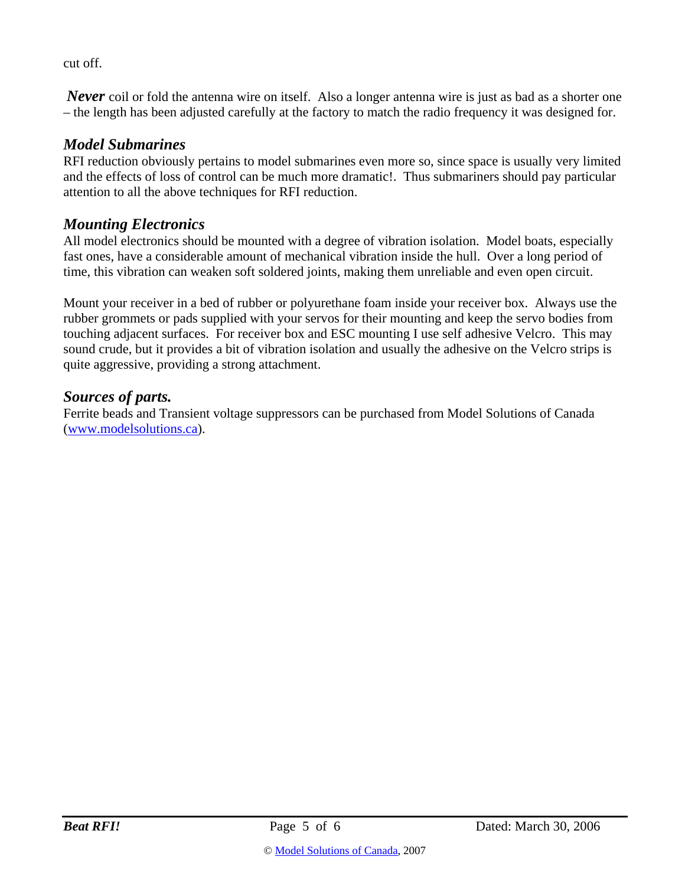cut off.

***Never*** coil or fold the antenna wire on itself. Also a longer antenna wire is just as bad as a shorter one – the length has been adjusted carefully at the factory to match the radio frequency it was designed for.

## *Model Submarines*

RFI reduction obviously pertains to model submarines even more so, since space is usually very limited and the effects of loss of control can be much more dramatic!. Thus submariners should pay particular attention to all the above techniques for RFI reduction.

## *Mounting Electronics*

All model electronics should be mounted with a degree of vibration isolation. Model boats, especially fast ones, have a considerable amount of mechanical vibration inside the hull. Over a long period of time, this vibration can weaken soft soldered joints, making them unreliable and even open circuit.

Mount your receiver in a bed of rubber or polyurethane foam inside your receiver box. Always use the rubber grommets or pads supplied with your servos for their mounting and keep the servo bodies from touching adjacent surfaces. For receiver box and ESC mounting I use self adhesive Velcro. This may sound crude, but it provides a bit of vibration isolation and usually the adhesive on the Velcro strips is quite aggressive, providing a strong attachment.

## *Sources of parts.*

Ferrite beads and Transient voltage suppressors can be purchased from Model Solutions of Canada (www.modelsolutions.ca).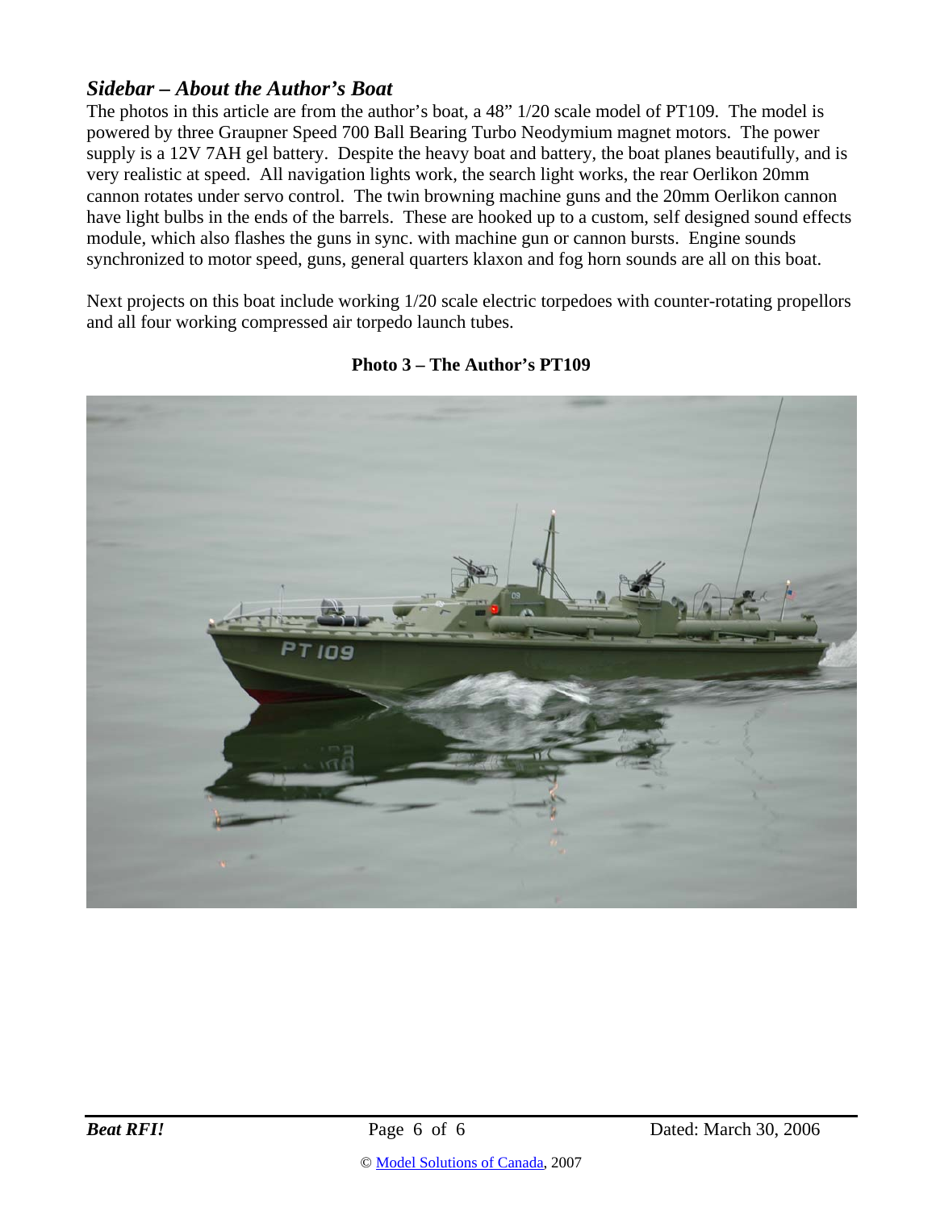### *Sidebar – About the Author's Boat*

The photos in this article are from the author's boat, a 48" 1/20 scale model of PT109. The model is powered by three Graupner Speed 700 Ball Bearing Turbo Neodymium magnet motors. The power supply is a 12V 7AH gel battery. Despite the heavy boat and battery, the boat planes beautifully, and is very realistic at speed. All navigation lights work, the search light works, the rear Oerlikon 20mm cannon rotates under servo control. The twin browning machine guns and the 20mm Oerlikon cannon have light bulbs in the ends of the barrels. These are hooked up to a custom, self designed sound effects module, which also flashes the guns in sync. with machine gun or cannon bursts. Engine sounds synchronized to motor speed, guns, general quarters klaxon and fog horn sounds are all on this boat.

Next projects on this boat include working 1/20 scale electric torpedoes with counter-rotating propellors and all four working compressed air torpedo launch tubes.

**Photo 3 – The Author's PT109**

© Model Solutions of Canada, 2007